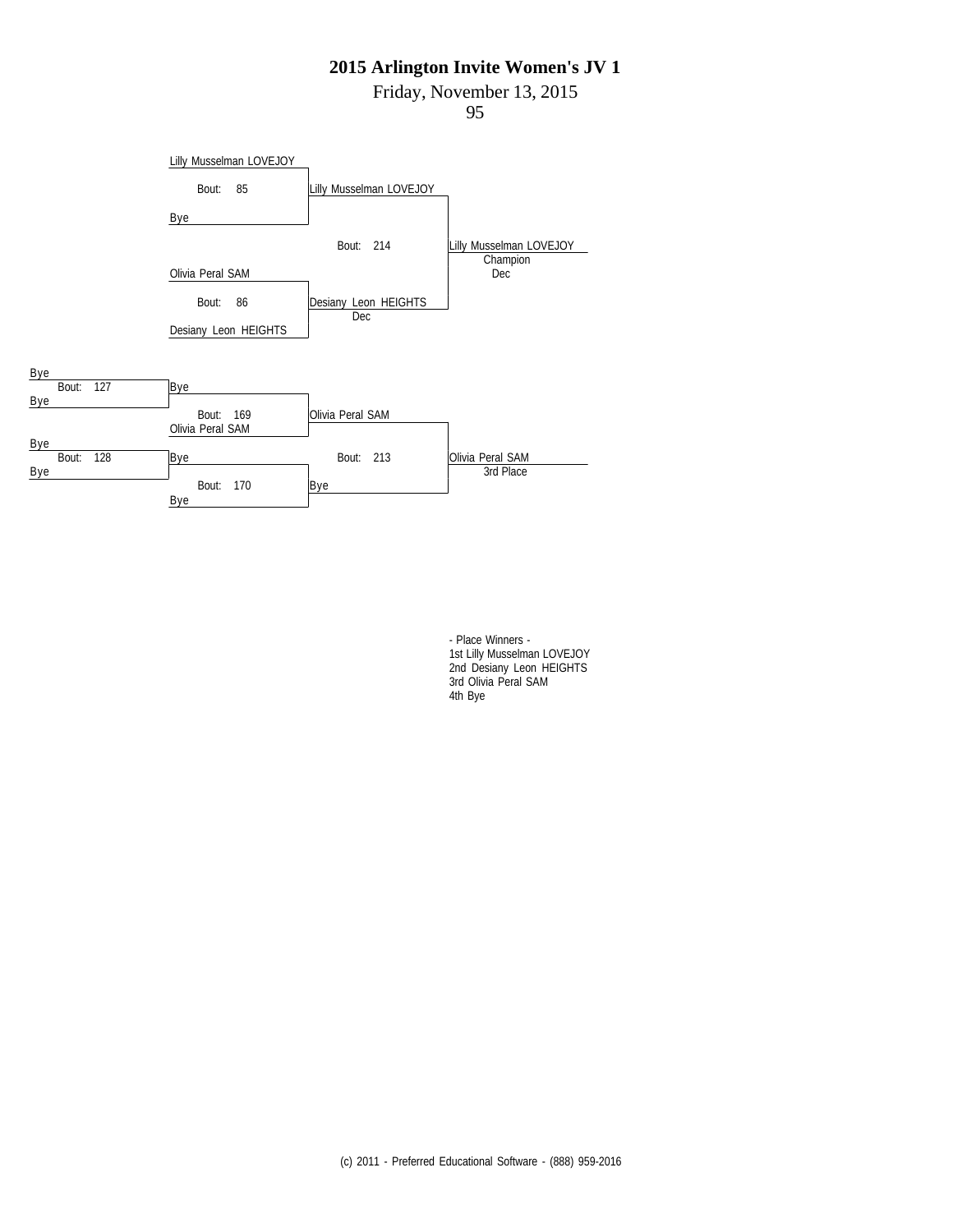# 2015 Arlington Invite Women's JV 1

Friday, November 13, 2015

95

**Championship Bracket**

| First Round | Semifinals | Final |
|---|---|---|
| Lilly Musselman LOVEJOY | | |
| Bout: 85 | Lilly Musselman LOVEJOY | |
| Bye | | |
| | Bout: 214 | Lilly Musselman LOVEJOY — Champion — Dec |
| Olivia Peral SAM | | |
| Bout: 86 | Desiany Leon HEIGHTS — Dec | |
| Desiany Leon HEIGHTS | | |

**Consolation Bracket**

| Round 1 | Round 2 | Semifinals | Final |
|---|---|---|---|
| Bye | | | |
| Bout: 127 | Bye | | |
| Bye | | | |
| | Bout: 169 | Olivia Peral SAM | |
| | Olivia Peral SAM | | |
| Bye | | | |
| Bout: 128 | Bye | Bout: 213 | Olivia Peral SAM — 3rd Place |
| Bye | | | |
| | Bout: 170 | Bye | |
| | Bye | | |

- Place Winners -
1st Lilly Musselman LOVEJOY
2nd Desiany Leon HEIGHTS
3rd Olivia Peral SAM
4th Bye

(c) 2011 - Preferred Educational Software - (888) 959-2016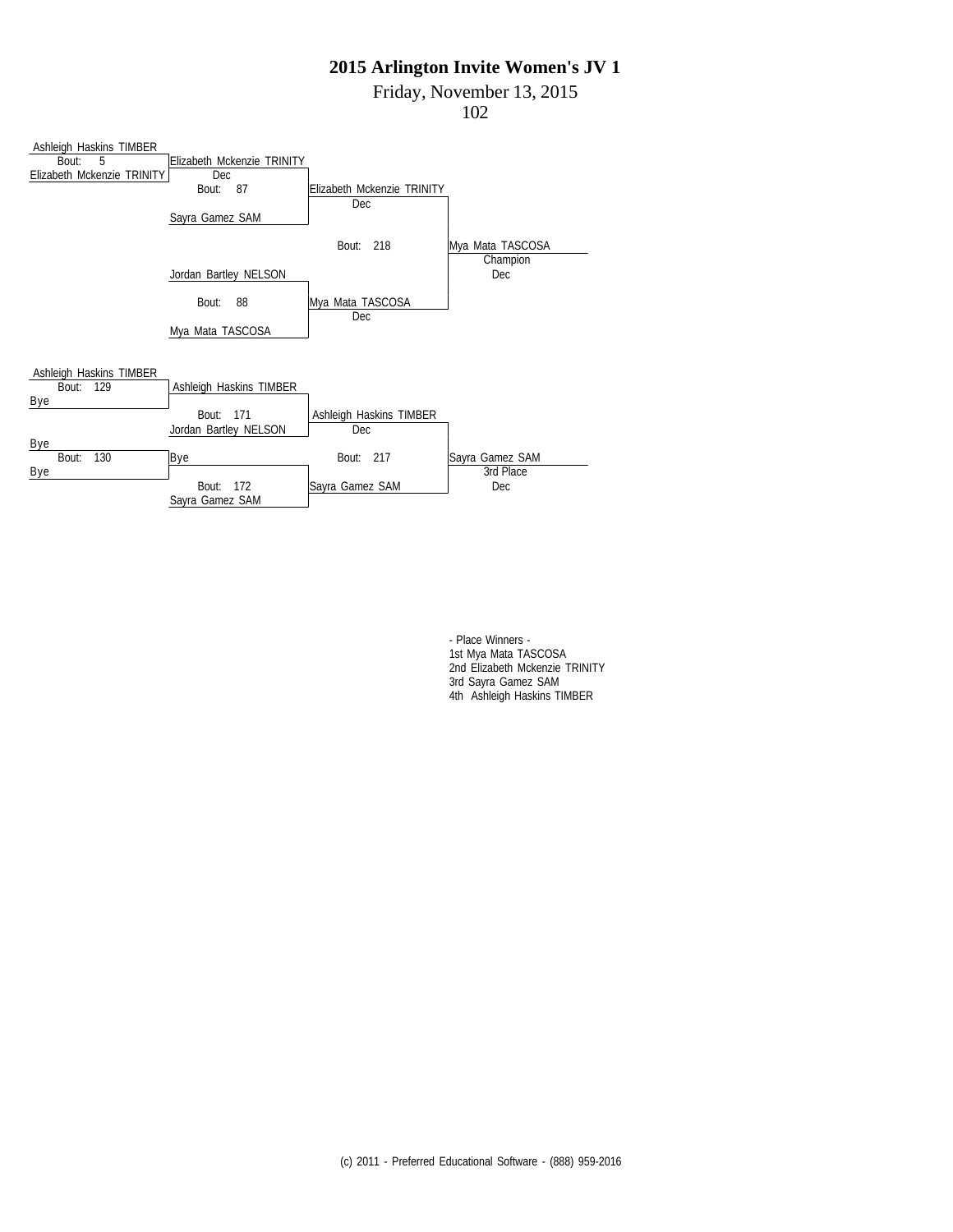# 2015 Arlington Invite Women's JV 1

Friday, November 13, 2015

102

## Championship Bracket

| Round 1 | Quarterfinal | Semifinal | Final |
|---|---|---|---|
| Ashleigh Haskins TIMBER vs Elizabeth Mckenzie TRINITY (Bout: 5) | Elizabeth Mckenzie TRINITY, Dec | | |
| | Elizabeth Mckenzie TRINITY vs Sayra Gamez SAM (Bout: 87) | Elizabeth Mckenzie TRINITY, Dec | |
| | | Elizabeth Mckenzie TRINITY vs Mya Mata TASCOSA (Bout: 218) | Mya Mata TASCOSA, Champion, Dec |
| | Jordan Bartley NELSON vs Mya Mata TASCOSA (Bout: 88) | Mya Mata TASCOSA, Dec | |

## Consolation Bracket

| Round 1 | Round 2 | Semifinal | 3rd Place |
|---|---|---|---|
| Ashleigh Haskins TIMBER vs Bye (Bout: 129) | Ashleigh Haskins TIMBER | | |
| | Ashleigh Haskins TIMBER vs Jordan Bartley NELSON (Bout: 171) | Ashleigh Haskins TIMBER, Dec | |
| Bye vs Bye (Bout: 130) | Bye | | |
| | Bye vs Sayra Gamez SAM (Bout: 172) | Sayra Gamez SAM | |
| | | Ashleigh Haskins TIMBER vs Sayra Gamez SAM (Bout: 217) | Sayra Gamez SAM, 3rd Place, Dec |

- Place Winners -

1st Mya Mata TASCOSA

2nd Elizabeth Mckenzie TRINITY

3rd Sayra Gamez SAM

4th Ashleigh Haskins TIMBER

(c) 2011 - Preferred Educational Software - (888) 959-2016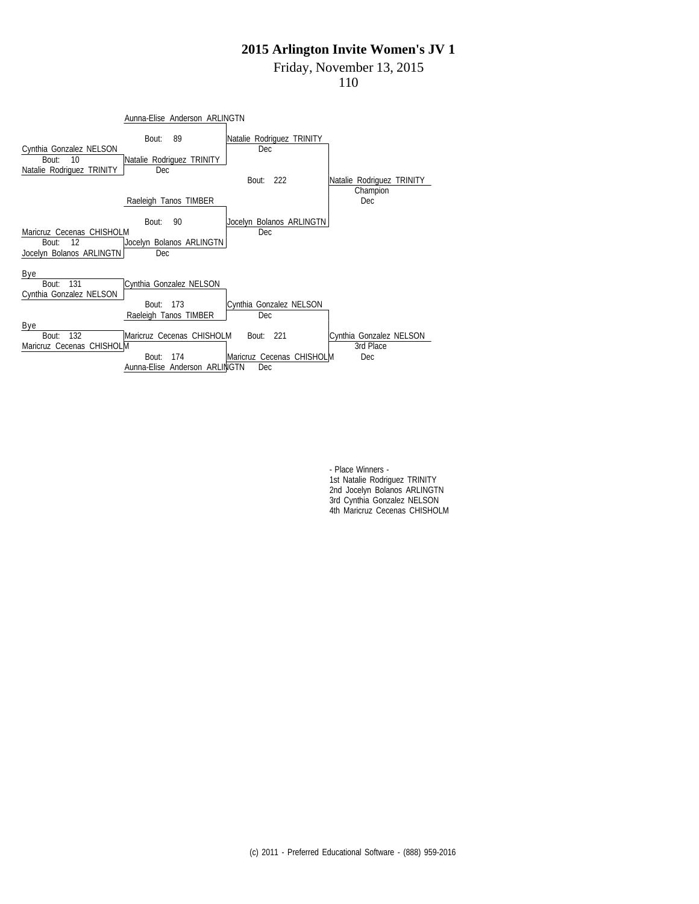# 2015 Arlington Invite Women's JV 1

Friday, November 13, 2015

110

## Championship Bracket

**Bout: 10**
- Cynthia Gonzalez NELSON
- Natalie Rodriguez TRINITY
- Winner: Natalie Rodriguez TRINITY (Dec)

**Bout: 89**
- Aunna-Elise Anderson ARLINGTN
- Natalie Rodriguez TRINITY
- Winner: Natalie Rodriguez TRINITY (Dec)

**Bout: 12**
- Maricruz Cecenas CHISHOLM
- Jocelyn Bolanos ARLINGTN
- Winner: Jocelyn Bolanos ARLINGTN (Dec)

**Bout: 90**
- Raeleigh Tanos TIMBER
- Jocelyn Bolanos ARLINGTN
- Winner: Jocelyn Bolanos ARLINGTN (Dec)

**Bout: 222**
- Natalie Rodriguez TRINITY
- Jocelyn Bolanos ARLINGTN
- Winner: Natalie Rodriguez TRINITY — Champion (Dec)

## Consolation Bracket

**Bout: 131**
- Bye
- Cynthia Gonzalez NELSON
- Winner: Cynthia Gonzalez NELSON

**Bout: 173**
- Cynthia Gonzalez NELSON
- Raeleigh Tanos TIMBER
- Winner: Cynthia Gonzalez NELSON (Dec)

**Bout: 132**
- Bye
- Maricruz Cecenas CHISHOLM
- Winner: Maricruz Cecenas CHISHOLM

**Bout: 174**
- Maricruz Cecenas CHISHOLM
- Aunna-Elise Anderson ARLINGTN
- Winner: Maricruz Cecenas CHISHOLM (Dec)

**Bout: 221**
- Cynthia Gonzalez NELSON
- Maricruz Cecenas CHISHOLM
- Winner: Cynthia Gonzalez NELSON — 3rd Place (Dec)

## - Place Winners -

1st Natalie Rodriguez TRINITY
2nd Jocelyn Bolanos ARLINGTN
3rd Cynthia Gonzalez NELSON
4th Maricruz Cecenas CHISHOLM

(c) 2011 - Preferred Educational Software - (888) 959-2016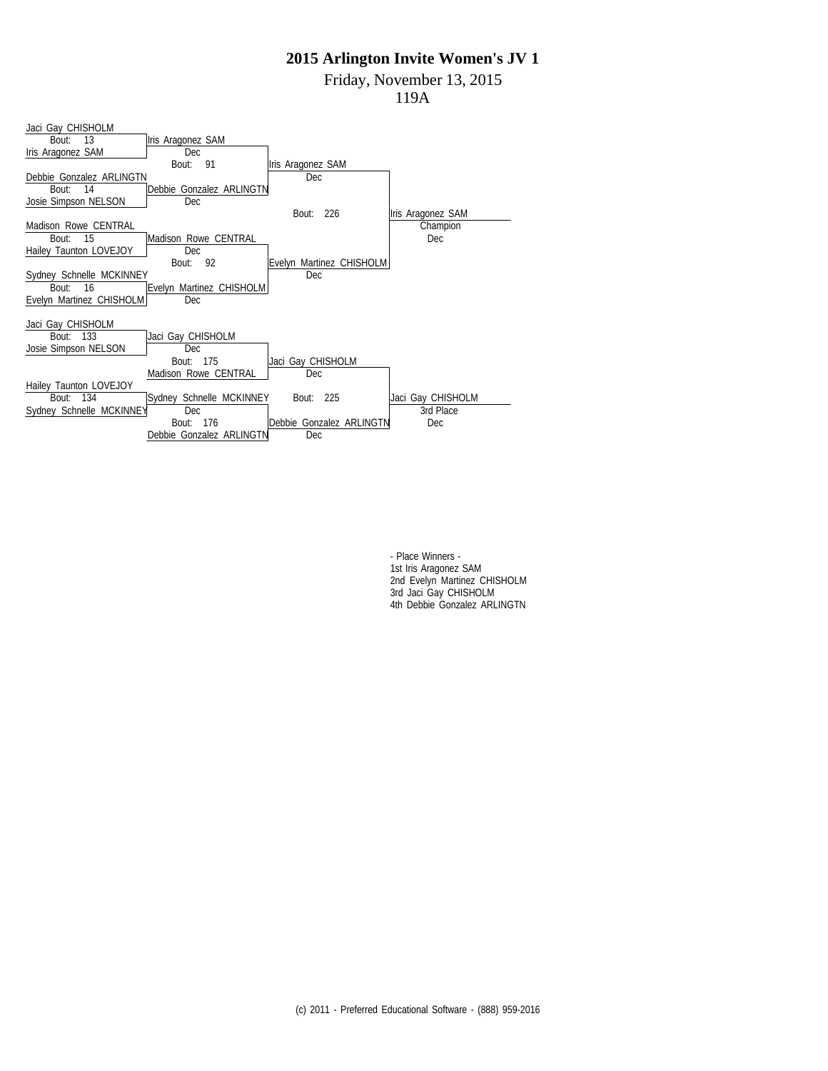# 2015 Arlington Invite Women's JV 1

Friday, November 13, 2015

119A

## Championship Bracket

**Round 1**

- Bout 13: Jaci Gay CHISHOLM vs. Iris Aragonez SAM — Winner: Iris Aragonez SAM (Dec)
- Bout 14: Debbie Gonzalez ARLINGTN vs. Josie Simpson NELSON — Winner: Debbie Gonzalez ARLINGTN (Dec)
- Bout 15: Madison Rowe CENTRAL vs. Hailey Taunton LOVEJOY — Winner: Madison Rowe CENTRAL (Dec)
- Bout 16: Sydney Schnelle MCKINNEY vs. Evelyn Martinez CHISHOLM — Winner: Evelyn Martinez CHISHOLM (Dec)

**Semifinals**

- Bout 91: Iris Aragonez SAM vs. Debbie Gonzalez ARLINGTN — Winner: Iris Aragonez SAM (Dec)
- Bout 92: Madison Rowe CENTRAL vs. Evelyn Martinez CHISHOLM — Winner: Evelyn Martinez CHISHOLM (Dec)

**Final**

- Bout 226: Iris Aragonez SAM vs. Evelyn Martinez CHISHOLM — Iris Aragonez SAM, Champion (Dec)

## Consolation Bracket

- Bout 133: Jaci Gay CHISHOLM vs. Josie Simpson NELSON — Winner: Jaci Gay CHISHOLM (Dec)
- Bout 134: Hailey Taunton LOVEJOY vs. Sydney Schnelle MCKINNEY — Winner: Sydney Schnelle MCKINNEY (Dec)
- Bout 175: Jaci Gay CHISHOLM vs. Madison Rowe CENTRAL — Winner: Jaci Gay CHISHOLM (Dec)
- Bout 176: Sydney Schnelle MCKINNEY vs. Debbie Gonzalez ARLINGTN — Winner: Debbie Gonzalez ARLINGTN (Dec)
- Bout 225: Jaci Gay CHISHOLM vs. Debbie Gonzalez ARLINGTN — Jaci Gay CHISHOLM, 3rd Place (Dec)

- Place Winners -

1st Iris Aragonez SAM

2nd Evelyn Martinez CHISHOLM

3rd Jaci Gay CHISHOLM

4th Debbie Gonzalez ARLINGTN

(c) 2011 - Preferred Educational Software - (888) 959-2016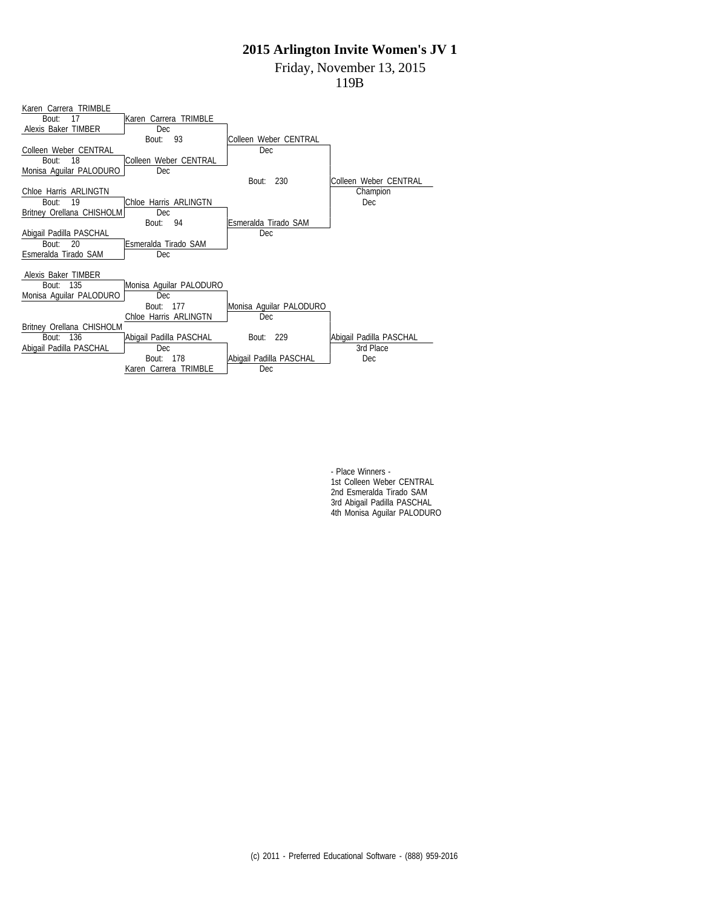# 2015 Arlington Invite Women's JV 1

Friday, November 13, 2015

119B

## Championship Bracket

| Round 1 | Quarterfinals | Semifinals | Final |
|---|---|---|---|
| Karen Carrera TRIMBLE vs Alexis Baker TIMBER (Bout: 17) | Karen Carrera TRIMBLE (Dec) | | |
| Colleen Weber CENTRAL vs Monisa Aguilar PALODURO (Bout: 18) | Colleen Weber CENTRAL (Dec) | | |
| | Bout: 93 | Colleen Weber CENTRAL (Dec) | |
| Chloe Harris ARLINGTN vs Britney Orellana CHISHOLM (Bout: 19) | Chloe Harris ARLINGTN (Dec) | | |
| Abigail Padilla PASCHAL vs Esmeralda Tirado SAM (Bout: 20) | Esmeralda Tirado SAM (Dec) | | |
| | Bout: 94 | Esmeralda Tirado SAM (Dec) | |
| | | Bout: 230 | Colleen Weber CENTRAL — Champion (Dec) |

## Consolation Bracket

| Round 1 | Round 2 | Semifinals | Final |
|---|---|---|---|
| Alexis Baker TIMBER vs Monisa Aguilar PALODURO (Bout: 135) | Monisa Aguilar PALODURO (Dec) | | |
| | Bout: 177 — Chloe Harris ARLINGTN | Monisa Aguilar PALODURO (Dec) | |
| Britney Orellana CHISHOLM vs Abigail Padilla PASCHAL (Bout: 136) | Abigail Padilla PASCHAL (Dec) | | |
| | Bout: 178 — Karen Carrera TRIMBLE | Abigail Padilla PASCHAL (Dec) | |
| | | Bout: 229 | Abigail Padilla PASCHAL — 3rd Place (Dec) |

- Place Winners -

1st Colleen Weber CENTRAL
2nd Esmeralda Tirado SAM
3rd Abigail Padilla PASCHAL
4th Monisa Aguilar PALODURO

(c) 2011 - Preferred Educational Software - (888) 959-2016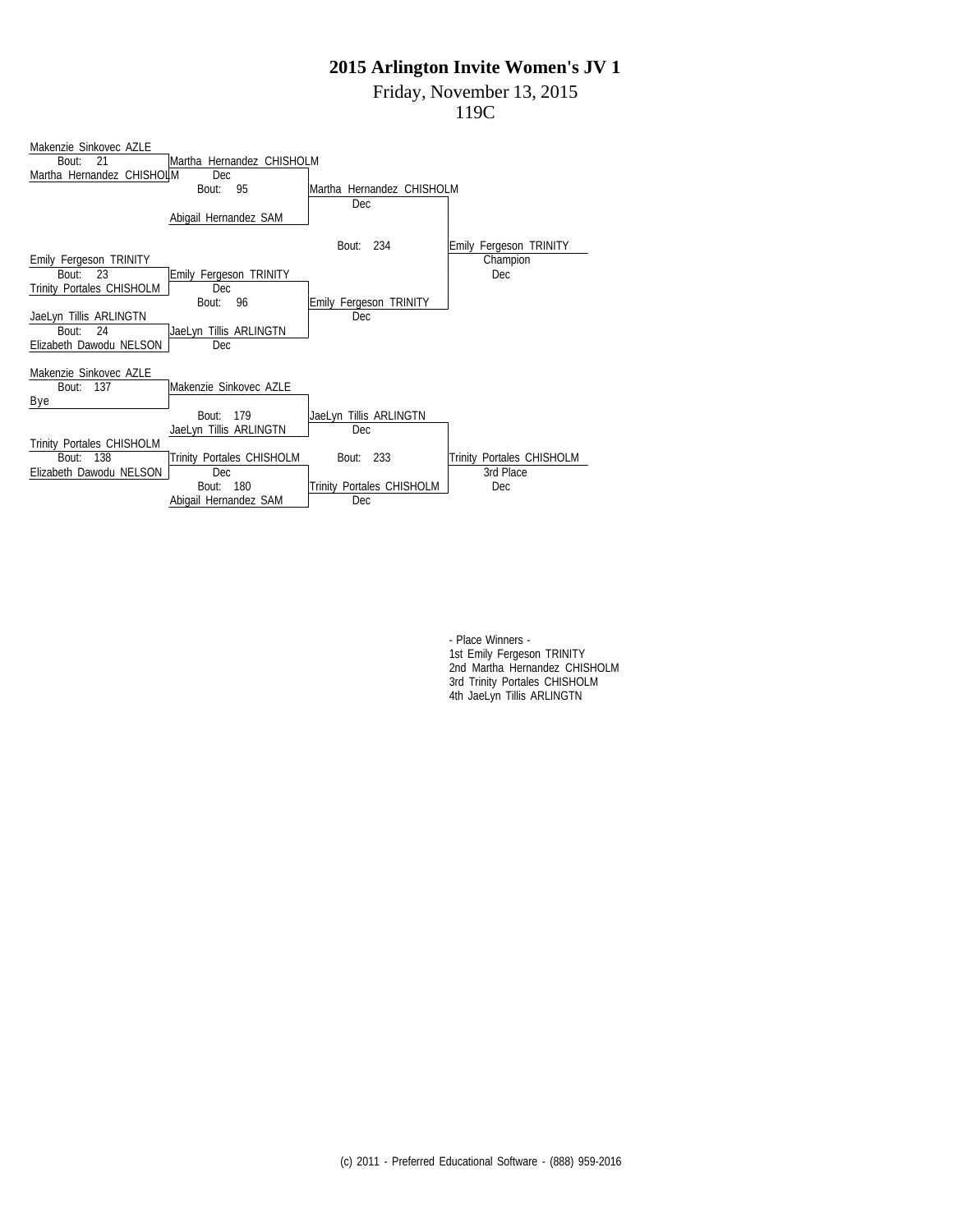# 2015 Arlington Invite Women's JV 1

Friday, November 13, 2015

119C

**Championship Bracket**

- Bout: 21 — Makenzie Sinkovec AZLE vs. Martha Hernandez CHISHOLM — Winner: Martha Hernandez CHISHOLM (Dec)
- Bout: 95 — Martha Hernandez CHISHOLM vs. Abigail Hernandez SAM — Winner: Martha Hernandez CHISHOLM (Dec)
- Bout: 23 — Emily Fergeson TRINITY vs. Trinity Portales CHISHOLM — Winner: Emily Fergeson TRINITY (Dec)
- Bout: 24 — JaeLyn Tillis ARLINGTN vs. Elizabeth Dawodu NELSON — Winner: JaeLyn Tillis ARLINGTN (Dec)
- Bout: 96 — Emily Fergeson TRINITY vs. JaeLyn Tillis ARLINGTN — Winner: Emily Fergeson TRINITY (Dec)
- Bout: 234 — Martha Hernandez CHISHOLM vs. Emily Fergeson TRINITY — Champion: Emily Fergeson TRINITY (Dec)

**Consolation Bracket**

- Bout: 137 — Makenzie Sinkovec AZLE vs. Bye — Winner: Makenzie Sinkovec AZLE
- Bout: 179 — Makenzie Sinkovec AZLE vs. JaeLyn Tillis ARLINGTN — Winner: JaeLyn Tillis ARLINGTN (Dec)
- Bout: 138 — Trinity Portales CHISHOLM vs. Elizabeth Dawodu NELSON — Winner: Trinity Portales CHISHOLM (Dec)
- Bout: 180 — Trinity Portales CHISHOLM vs. Abigail Hernandez SAM — Winner: Trinity Portales CHISHOLM (Dec)
- Bout: 233 — JaeLyn Tillis ARLINGTN vs. Trinity Portales CHISHOLM — 3rd Place: Trinity Portales CHISHOLM (Dec)

- Place Winners -

1st Emily Fergeson TRINITY

2nd Martha Hernandez CHISHOLM

3rd Trinity Portales CHISHOLM

4th JaeLyn Tillis ARLINGTN

(c) 2011 - Preferred Educational Software - (888) 959-2016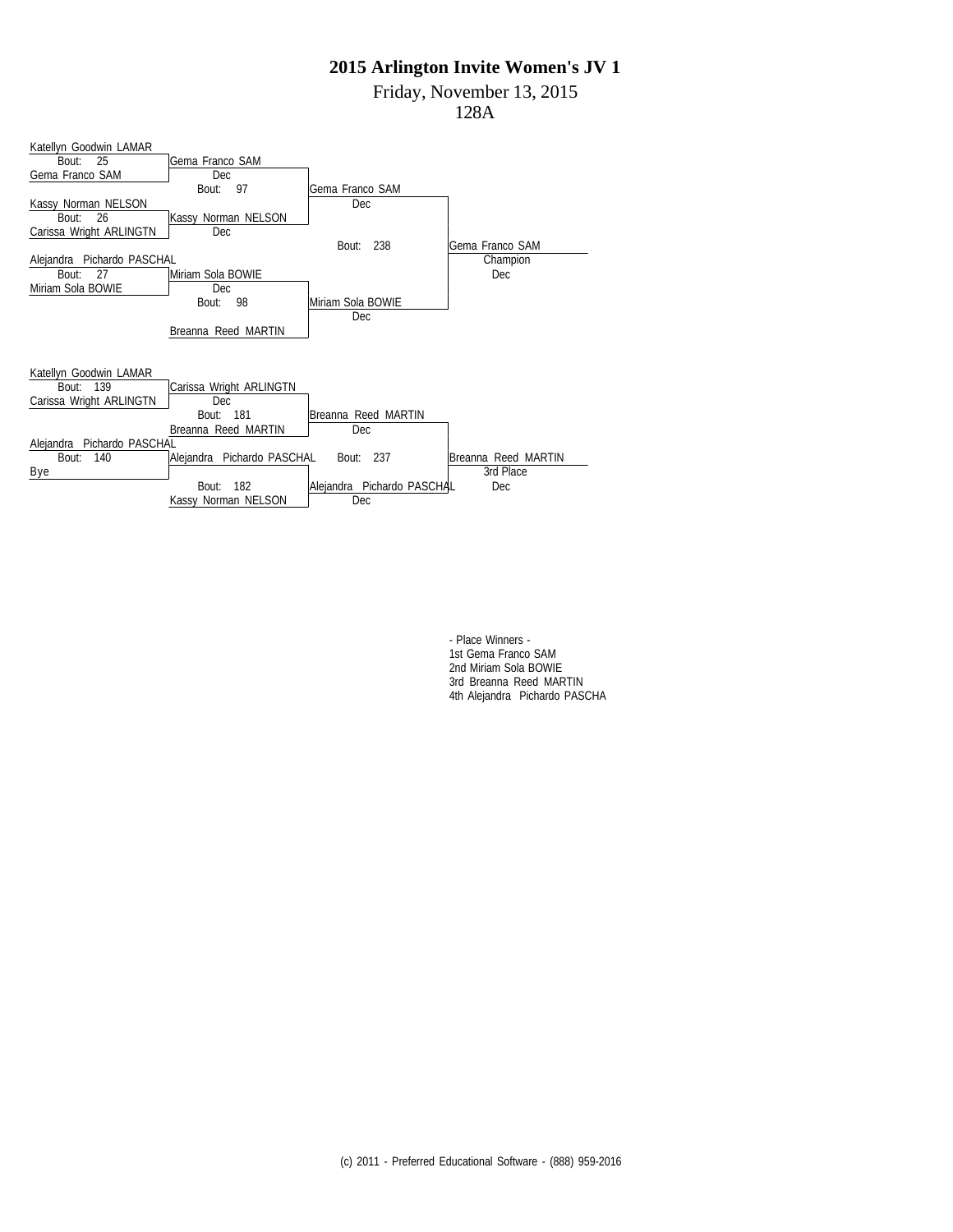# 2015 Arlington Invite Women's JV 1

Friday, November 13, 2015

128A

## Championship Bracket

**First Round**

- Bout: 25 — Katellyn Goodwin LAMAR vs. Gema Franco SAM — Winner: Gema Franco SAM (Dec)
- Bout: 26 — Kassy Norman NELSON vs. Carissa Wright ARLINGTN — Winner: Kassy Norman NELSON (Dec)
- Bout: 27 — Alejandra Pichardo PASCHAL vs. Miriam Sola BOWIE — Winner: Miriam Sola BOWIE (Dec)
- Breanna Reed MARTIN

**Semifinals**

- Bout: 97 — Gema Franco SAM vs. Kassy Norman NELSON — Winner: Gema Franco SAM (Dec)
- Bout: 98 — Miriam Sola BOWIE vs. Breanna Reed MARTIN — Winner: Miriam Sola BOWIE (Dec)

**Final**

- Bout: 238 — Gema Franco SAM vs. Miriam Sola BOWIE — Gema Franco SAM, Champion (Dec)

## Consolation Bracket

- Bout: 139 — Katellyn Goodwin LAMAR vs. Carissa Wright ARLINGTN — Winner: Carissa Wright ARLINGTN (Dec)
- Bout: 140 — Alejandra Pichardo PASCHAL vs. Bye — Alejandra Pichardo PASCHAL
- Bout: 181 — Carissa Wright ARLINGTN vs. Breanna Reed MARTIN — Winner: Breanna Reed MARTIN (Dec)
- Bout: 182 — Alejandra Pichardo PASCHAL vs. Kassy Norman NELSON — Winner: Alejandra Pichardo PASCHAL (Dec)
- Bout: 237 — Breanna Reed MARTIN vs. Alejandra Pichardo PASCHAL — Breanna Reed MARTIN, 3rd Place (Dec)

- Place Winners -

1st Gema Franco SAM
2nd Miriam Sola BOWIE
3rd Breanna Reed MARTIN
4th Alejandra Pichardo PASCHA

(c) 2011 - Preferred Educational Software - (888) 959-2016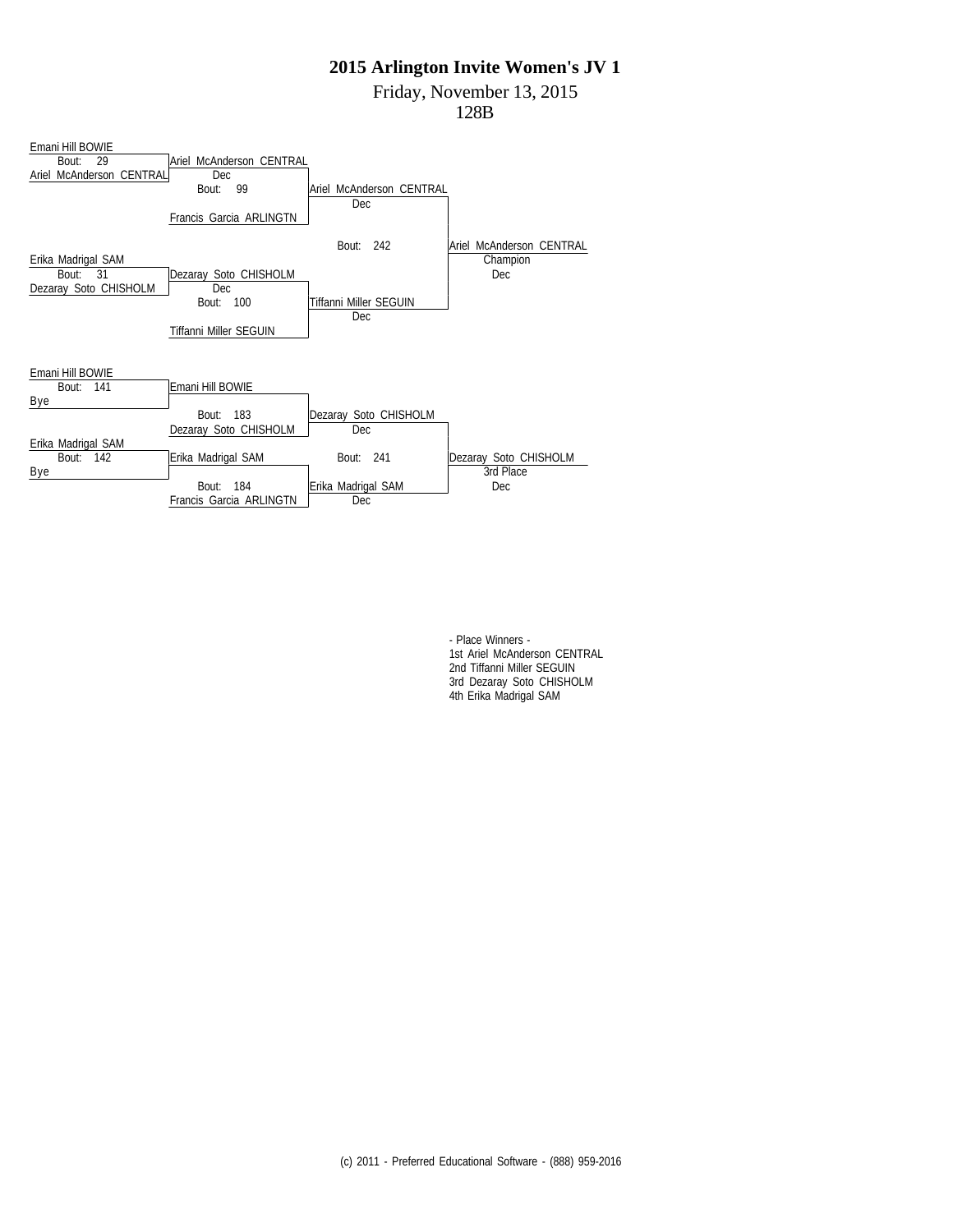# 2015 Arlington Invite Women's JV 1

Friday, November 13, 2015

128B

**Championship Bracket**

Emani Hill BOWIE
Bout: 29
Ariel McAnderson CENTRAL

Ariel McAnderson CENTRAL
Dec
Bout: 99
Francis Garcia ARLINGTN

Ariel McAnderson CENTRAL
Dec

Bout: 242

Ariel McAnderson CENTRAL
Champion
Dec

Erika Madrigal SAM
Bout: 31
Dezaray Soto CHISHOLM

Dezaray Soto CHISHOLM
Dec
Bout: 100
Tiffanni Miller SEGUIN

Tiffanni Miller SEGUIN
Dec

**Consolation Bracket**

Emani Hill BOWIE
Bout: 141
Bye

Emani Hill BOWIE

Bout: 183
Dezaray Soto CHISHOLM

Dezaray Soto CHISHOLM
Dec

Erika Madrigal SAM
Bout: 142
Bye

Erika Madrigal SAM

Bout: 241

Dezaray Soto CHISHOLM
3rd Place
Dec

Bout: 184
Francis Garcia ARLINGTN

Erika Madrigal SAM
Dec

- Place Winners -
1st Ariel McAnderson CENTRAL
2nd Tiffanni Miller SEGUIN
3rd Dezaray Soto CHISHOLM
4th Erika Madrigal SAM

(c) 2011 - Preferred Educational Software - (888) 959-2016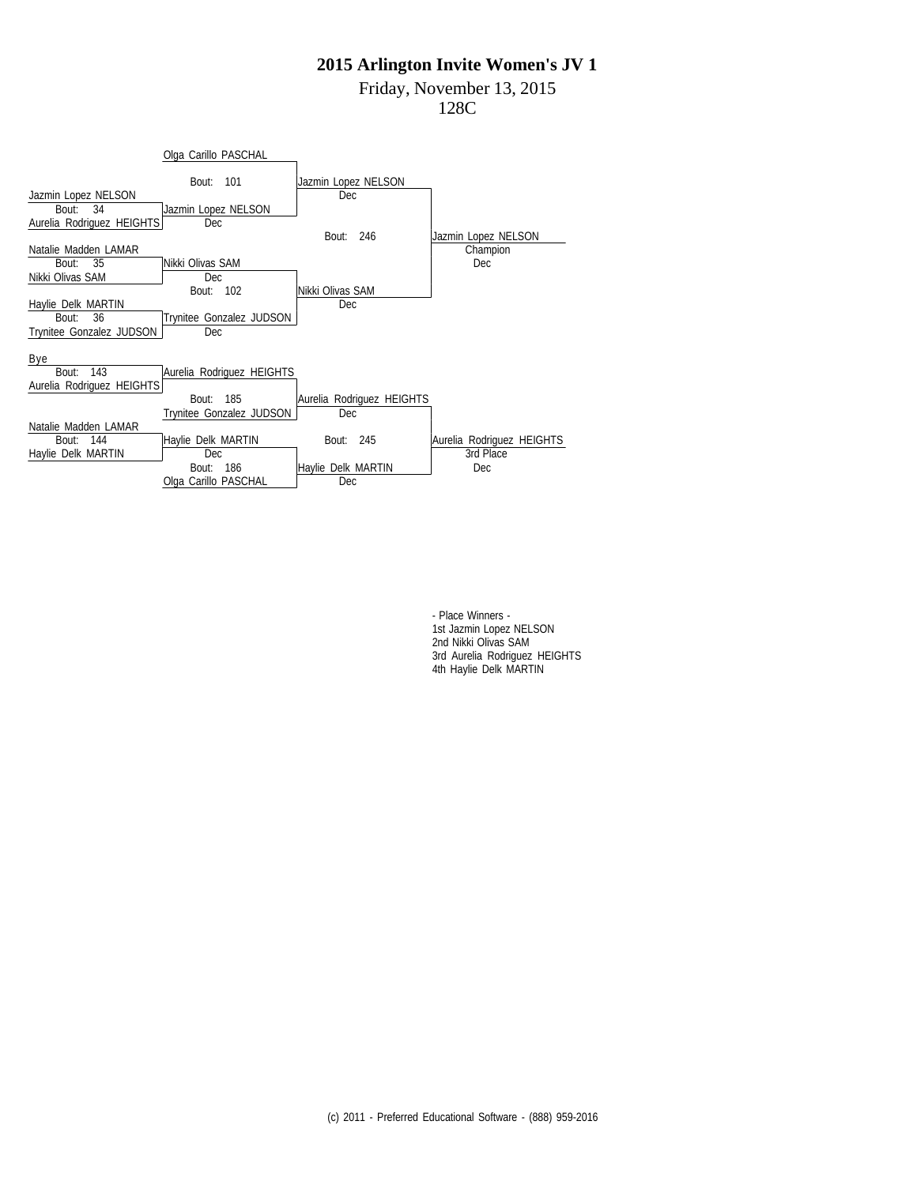# 2015 Arlington Invite Women's JV 1

Friday, November 13, 2015

128C

Olga Carillo PASCHAL

Bout: 101 — Jazmin Lopez NELSON, Dec

Jazmin Lopez NELSON
Bout: 34
Aurelia Rodriguez HEIGHTS

Jazmin Lopez NELSON, Dec

Bout: 246 — Jazmin Lopez NELSON, Champion, Dec

Natalie Madden LAMAR
Bout: 35
Nikki Olivas SAM

Nikki Olivas SAM, Dec

Bout: 102 — Nikki Olivas SAM, Dec

Haylie Delk MARTIN
Bout: 36
Trynitee Gonzalez JUDSON

Trynitee Gonzalez JUDSON, Dec

Bye
Bout: 143
Aurelia Rodriguez HEIGHTS

Aurelia Rodriguez HEIGHTS

Bout: 185 — Aurelia Rodriguez HEIGHTS, Dec

Trynitee Gonzalez JUDSON

Natalie Madden LAMAR
Bout: 144
Haylie Delk MARTIN

Haylie Delk MARTIN, Dec

Bout: 245 — Aurelia Rodriguez HEIGHTS, 3rd Place, Dec

Bout: 186 — Haylie Delk MARTIN, Dec

Olga Carillo PASCHAL

- Place Winners -
1st Jazmin Lopez NELSON
2nd Nikki Olivas SAM
3rd Aurelia Rodriguez HEIGHTS
4th Haylie Delk MARTIN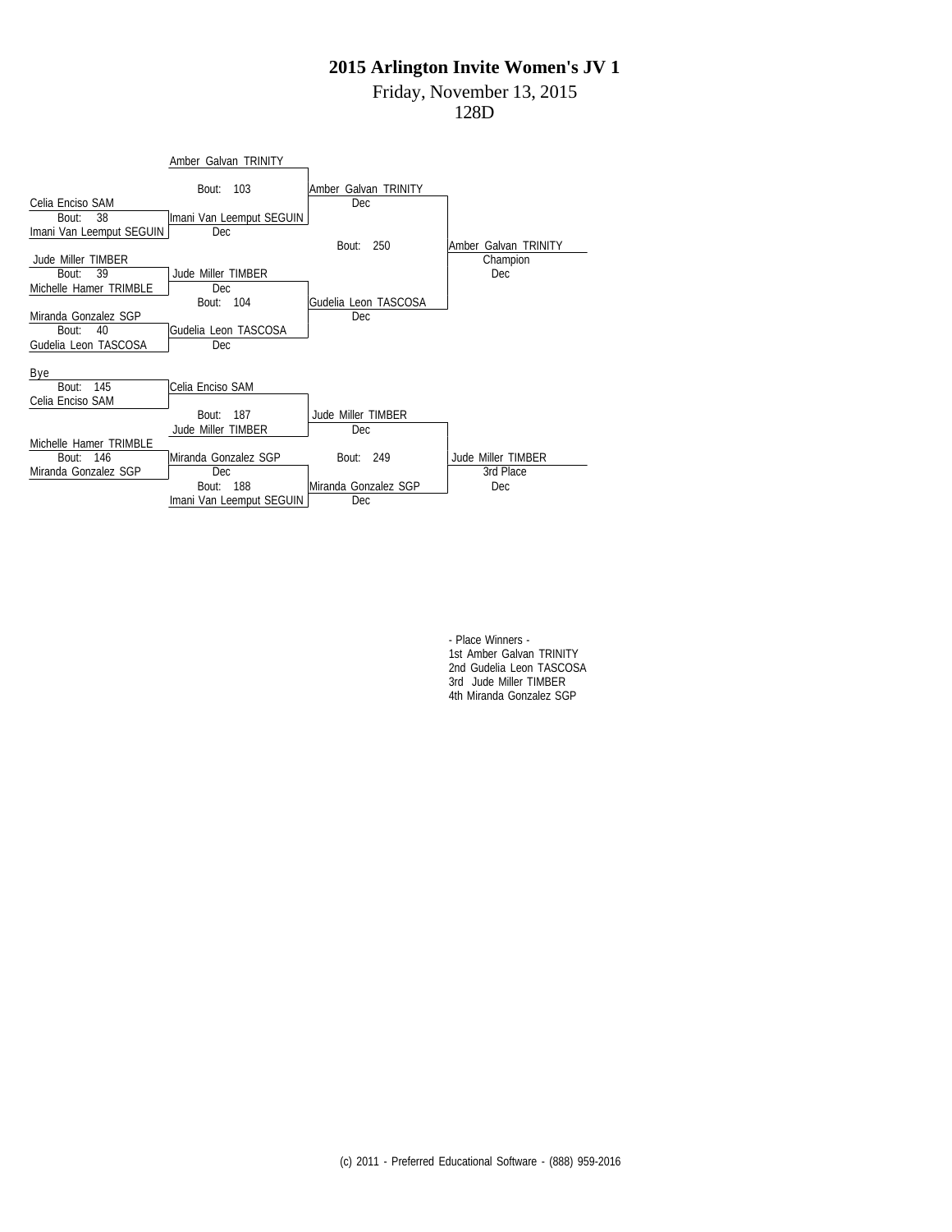# 2015 Arlington Invite Women's JV 1

Friday, November 13, 2015

128D

## Championship Bracket

**Round 1**

- Amber Galvan TRINITY (Bye)
- Bout: 38 — Celia Enciso SAM vs. Imani Van Leemput SEGUIN — Winner: Imani Van Leemput SEGUIN (Dec)
- Bout: 39 — Jude Miller TIMBER vs. Michelle Hamer TRIMBLE — Winner: Jude Miller TIMBER (Dec)
- Bout: 40 — Miranda Gonzalez SGP vs. Gudelia Leon TASCOSA — Winner: Gudelia Leon TASCOSA (Dec)

**Semifinals**

- Bout: 103 — Amber Galvan TRINITY vs. Imani Van Leemput SEGUIN — Winner: Amber Galvan TRINITY (Dec)
- Bout: 104 — Jude Miller TIMBER vs. Gudelia Leon TASCOSA — Winner: Gudelia Leon TASCOSA (Dec)

**Final**

- Bout: 250 — Amber Galvan TRINITY vs. Gudelia Leon TASCOSA — Amber Galvan TRINITY, Champion (Dec)

## Consolation Bracket

- Bout: 145 — Bye vs. Celia Enciso SAM — Celia Enciso SAM
- Bout: 146 — Michelle Hamer TRIMBLE vs. Miranda Gonzalez SGP — Winner: Miranda Gonzalez SGP (Dec)
- Bout: 187 — Celia Enciso SAM vs. Jude Miller TIMBER — Winner: Jude Miller TIMBER (Dec)
- Bout: 188 — Miranda Gonzalez SGP vs. Imani Van Leemput SEGUIN — Winner: Miranda Gonzalez SGP (Dec)
- Bout: 249 — Jude Miller TIMBER vs. Miranda Gonzalez SGP — Jude Miller TIMBER, 3rd Place (Dec)

- Place Winners -

1st Amber Galvan TRINITY

2nd Gudelia Leon TASCOSA

3rd Jude Miller TIMBER

4th Miranda Gonzalez SGP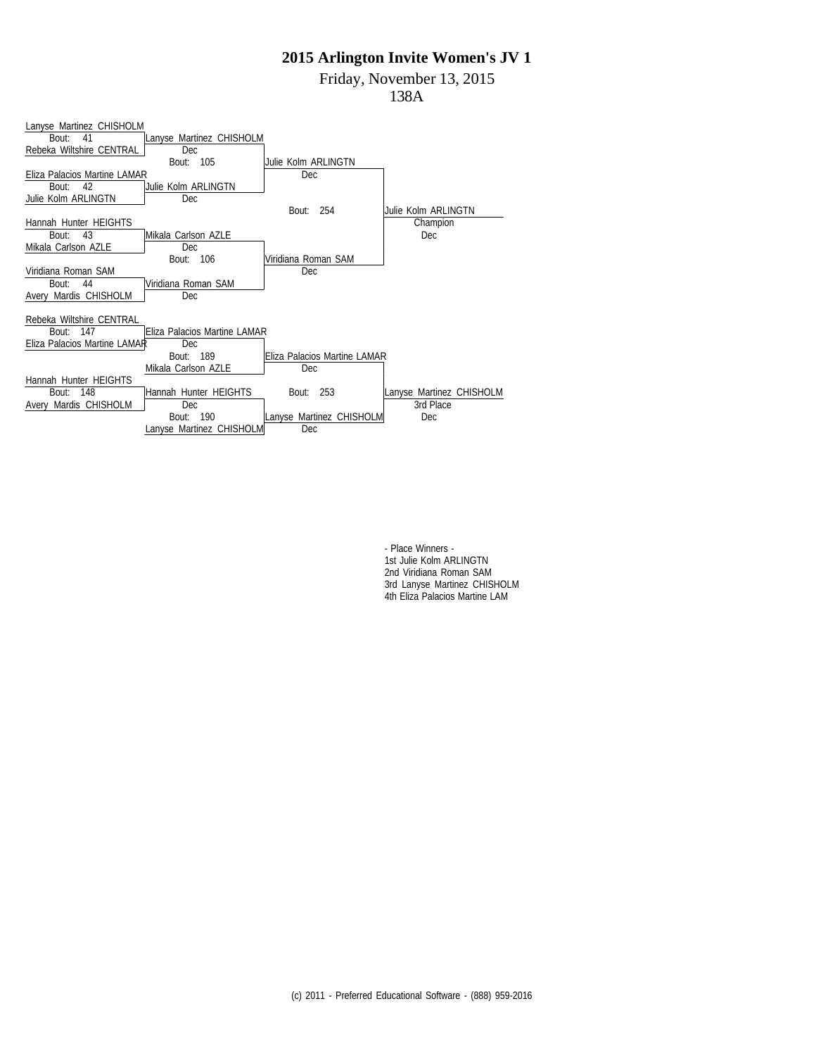# 2015 Arlington Invite Women's JV 1

Friday, November 13, 2015

138A

## Championship Bracket

**Round 1**

- Bout: 41 — Lanyse Martinez CHISHOLM vs. Rebeka Wiltshire CENTRAL — Winner: Lanyse Martinez CHISHOLM (Dec)
- Bout: 42 — Eliza Palacios Martine LAMAR vs. Julie Kolm ARLINGTN — Winner: Julie Kolm ARLINGTN (Dec)
- Bout: 43 — Hannah Hunter HEIGHTS vs. Mikala Carlson AZLE — Winner: Mikala Carlson AZLE (Dec)
- Bout: 44 — Viridiana Roman SAM vs. Avery Mardis CHISHOLM — Winner: Viridiana Roman SAM (Dec)

**Semifinals**

- Bout: 105 — Lanyse Martinez CHISHOLM vs. Julie Kolm ARLINGTN — Winner: Julie Kolm ARLINGTN (Dec)
- Bout: 106 — Mikala Carlson AZLE vs. Viridiana Roman SAM — Winner: Viridiana Roman SAM (Dec)

**Final**

- Bout: 254 — Julie Kolm ARLINGTN vs. Viridiana Roman SAM — Champion: Julie Kolm ARLINGTN (Dec)

## Consolation Bracket

- Bout: 147 — Rebeka Wiltshire CENTRAL vs. Eliza Palacios Martine LAMAR — Winner: Eliza Palacios Martine LAMAR (Dec)
- Bout: 148 — Hannah Hunter HEIGHTS vs. Avery Mardis CHISHOLM — Winner: Hannah Hunter HEIGHTS (Dec)
- Bout: 189 — Eliza Palacios Martine LAMAR vs. Mikala Carlson AZLE — Winner: Eliza Palacios Martine LAMAR (Dec)
- Bout: 190 — Hannah Hunter HEIGHTS vs. Lanyse Martinez CHISHOLM — Winner: Lanyse Martinez CHISHOLM (Dec)
- Bout: 253 — Eliza Palacios Martine LAMAR vs. Lanyse Martinez CHISHOLM — 3rd Place: Lanyse Martinez CHISHOLM (Dec)

## - Place Winners -

1st Julie Kolm ARLINGTN
2nd Viridiana Roman SAM
3rd Lanyse Martinez CHISHOLM
4th Eliza Palacios Martine LAM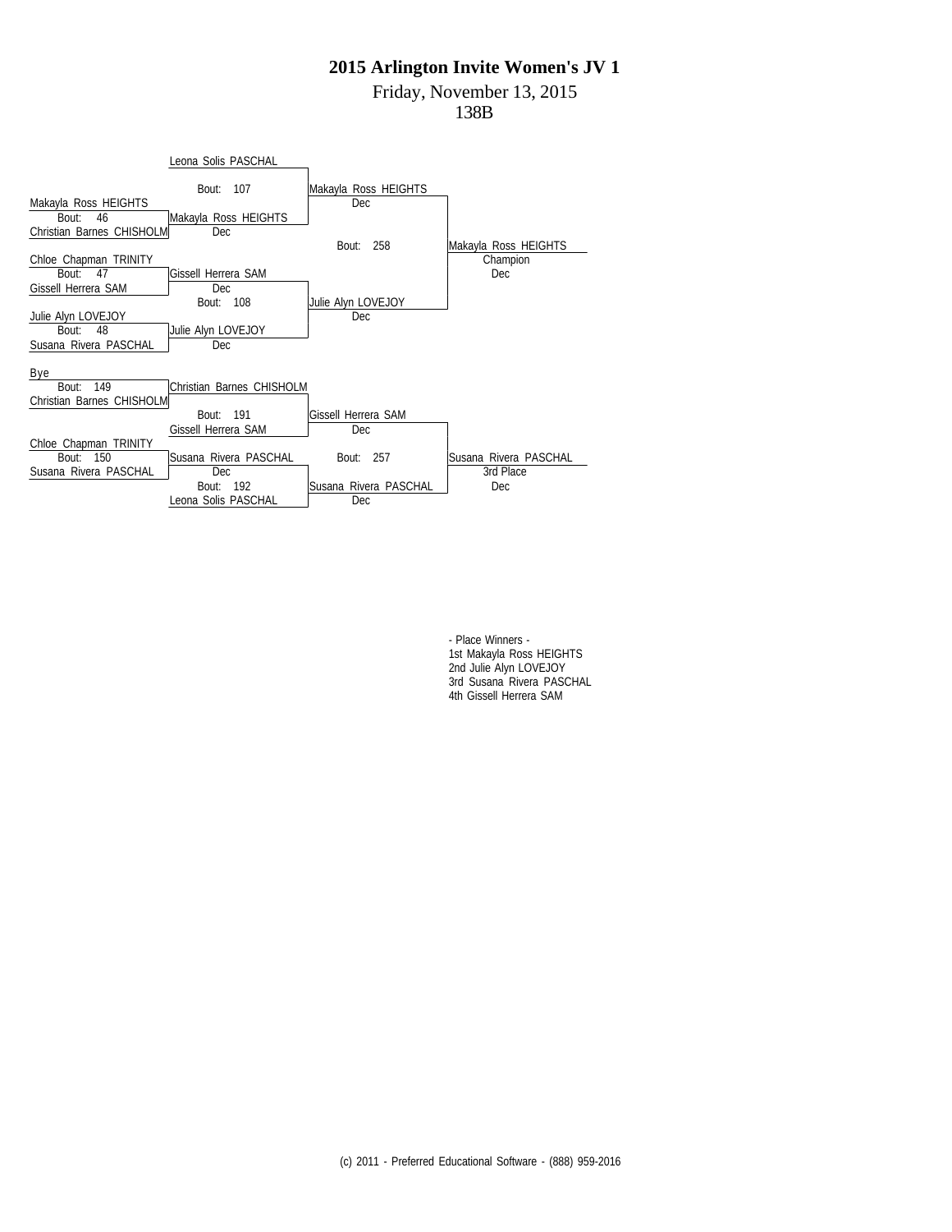# 2015 Arlington Invite Women's JV 1

Friday, November 13, 2015

138B

**Championship Bracket**

Leona Solis PASCHAL

Bout: 107 — Makayla Ross HEIGHTS (Dec)

Makayla Ross HEIGHTS
Bout: 46
Christian Barnes CHISHOLM — Makayla Ross HEIGHTS (Dec)

Bout: 258 — Makayla Ross HEIGHTS, Champion (Dec)

Chloe Chapman TRINITY
Bout: 47
Gissell Herrera SAM — Gissell Herrera SAM (Dec)

Bout: 108 — Julie Alyn LOVEJOY (Dec)

Julie Alyn LOVEJOY
Bout: 48
Susana Rivera PASCHAL — Julie Alyn LOVEJOY (Dec)

**Consolation Bracket**

Bye
Bout: 149
Christian Barnes CHISHOLM — Christian Barnes CHISHOLM

Bout: 191
Gissell Herrera SAM — Gissell Herrera SAM (Dec)

Chloe Chapman TRINITY
Bout: 150
Susana Rivera PASCHAL — Susana Rivera PASCHAL (Dec)

Bout: 257 — Susana Rivera PASCHAL, 3rd Place (Dec)

Bout: 192
Leona Solis PASCHAL — Susana Rivera PASCHAL (Dec)

- Place Winners -
1st Makayla Ross HEIGHTS
2nd Julie Alyn LOVEJOY
3rd Susana Rivera PASCHAL
4th Gissell Herrera SAM

(c) 2011 - Preferred Educational Software - (888) 959-2016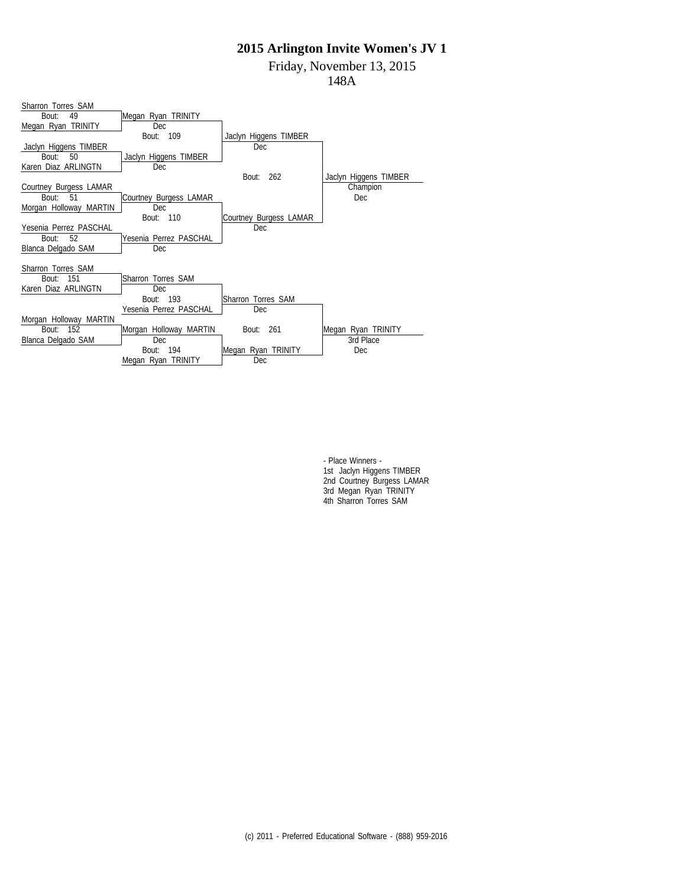# 2015 Arlington Invite Women's JV 1

Friday, November 13, 2015

148A

**Championship Bracket**

| Round 1 | Bout | Winner | Result |
|---|---|---|---|
| Sharron Torres SAM vs Megan Ryan TRINITY | 49 | Megan Ryan TRINITY | Dec |
| Jaclyn Higgens TIMBER vs Karen Diaz ARLINGTN | 50 | Jaclyn Higgens TIMBER | Dec |
| Courtney Burgess LAMAR vs Morgan Holloway MARTIN | 51 | Courtney Burgess LAMAR | Dec |
| Yesenia Perrez PASCHAL vs Blanca Delgado SAM | 52 | Yesenia Perrez PASCHAL | Dec |

| Semifinals | Bout | Winner | Result |
|---|---|---|---|
| Megan Ryan TRINITY vs Jaclyn Higgens TIMBER | 109 | Jaclyn Higgens TIMBER | Dec |
| Courtney Burgess LAMAR vs Yesenia Perrez PASCHAL | 110 | Courtney Burgess LAMAR | Dec |

| Final | Bout | Winner | Result |
|---|---|---|---|
| Jaclyn Higgens TIMBER vs Courtney Burgess LAMAR | 262 | Jaclyn Higgens TIMBER (Champion) | Dec |

**Consolation Bracket**

| Round | Bout | Winner | Result |
|---|---|---|---|
| Sharron Torres SAM vs Karen Diaz ARLINGTN | 151 | Sharron Torres SAM | Dec |
| Morgan Holloway MARTIN vs Blanca Delgado SAM | 152 | Morgan Holloway MARTIN | Dec |
| Sharron Torres SAM vs Yesenia Perrez PASCHAL | 193 | Sharron Torres SAM | Dec |
| Morgan Holloway MARTIN vs Megan Ryan TRINITY | 194 | Megan Ryan TRINITY | Dec |
| Sharron Torres SAM vs Megan Ryan TRINITY | 261 | Megan Ryan TRINITY (3rd Place) | Dec |

- Place Winners -

1st Jaclyn Higgens TIMBER
2nd Courtney Burgess LAMAR
3rd Megan Ryan TRINITY
4th Sharron Torres SAM

(c) 2011 - Preferred Educational Software - (888) 959-2016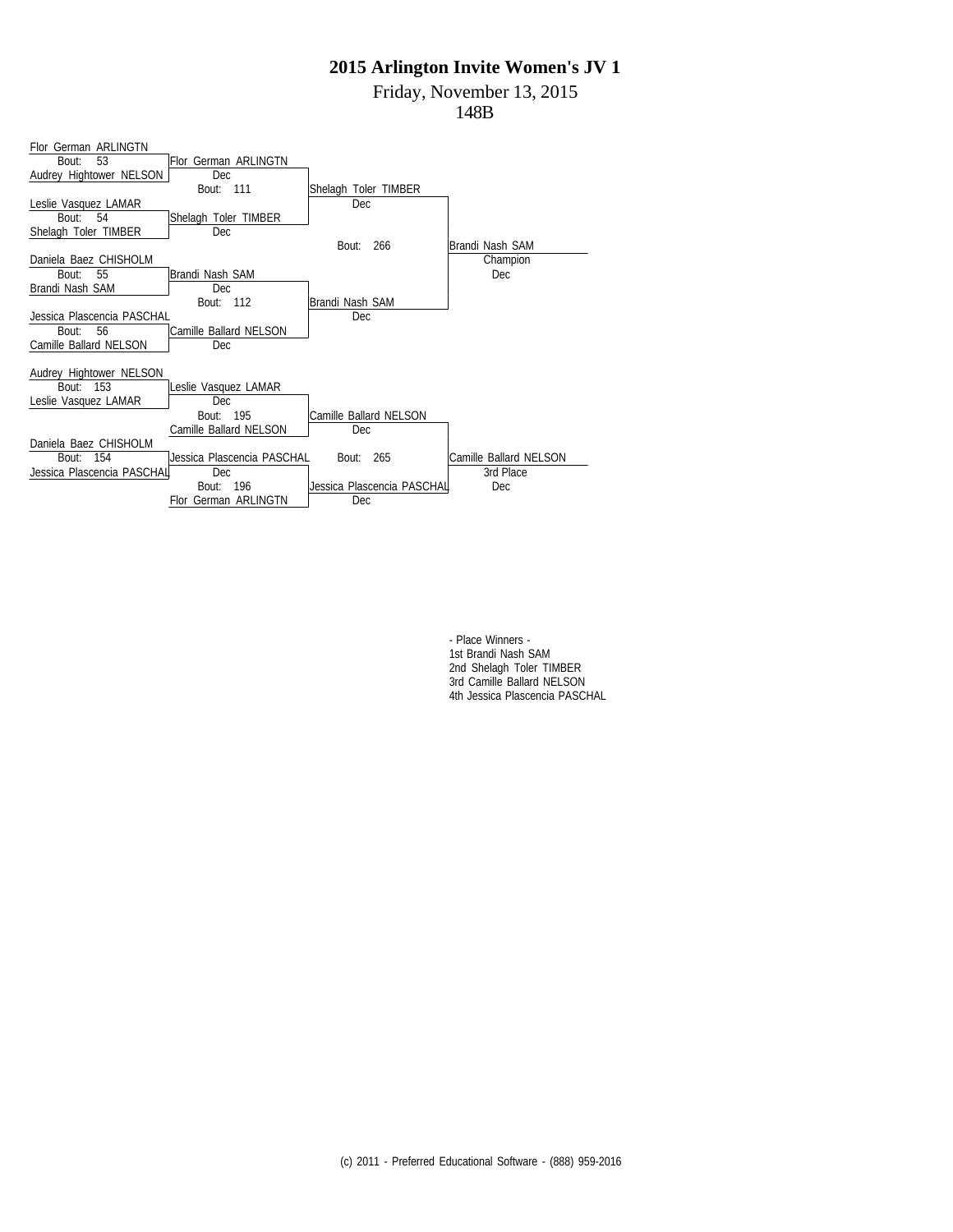# 2015 Arlington Invite Women's JV 1

Friday, November 13, 2015

148B

**Championship Bracket**

- Bout: 53 — Flor German ARLINGTN vs. Audrey Hightower NELSON → Flor German ARLINGTN (Dec)
- Bout: 54 — Leslie Vasquez LAMAR vs. Shelagh Toler TIMBER → Shelagh Toler TIMBER (Dec)
- Bout: 55 — Daniela Baez CHISHOLM vs. Brandi Nash SAM → Brandi Nash SAM (Dec)
- Bout: 56 — Jessica Plascencia PASCHAL vs. Camille Ballard NELSON → Camille Ballard NELSON (Dec)
- Bout: 111 — Flor German ARLINGTN vs. Shelagh Toler TIMBER → Shelagh Toler TIMBER (Dec)
- Bout: 112 — Brandi Nash SAM vs. Camille Ballard NELSON → Brandi Nash SAM (Dec)
- Bout: 266 — Shelagh Toler TIMBER vs. Brandi Nash SAM → Brandi Nash SAM, Champion (Dec)

**Consolation Bracket**

- Bout: 153 — Audrey Hightower NELSON vs. Leslie Vasquez LAMAR → Leslie Vasquez LAMAR (Dec)
- Bout: 154 — Daniela Baez CHISHOLM vs. Jessica Plascencia PASCHAL → Jessica Plascencia PASCHAL (Dec)
- Bout: 195 — Leslie Vasquez LAMAR vs. Camille Ballard NELSON → Camille Ballard NELSON (Dec)
- Bout: 196 — Jessica Plascencia PASCHAL vs. Flor German ARLINGTN → Jessica Plascencia PASCHAL (Dec)
- Bout: 265 — Camille Ballard NELSON vs. Jessica Plascencia PASCHAL → Camille Ballard NELSON, 3rd Place (Dec)

- Place Winners -

1st Brandi Nash SAM
2nd Shelagh Toler TIMBER
3rd Camille Ballard NELSON
4th Jessica Plascencia PASCHAL

(c) 2011 - Preferred Educational Software - (888) 959-2016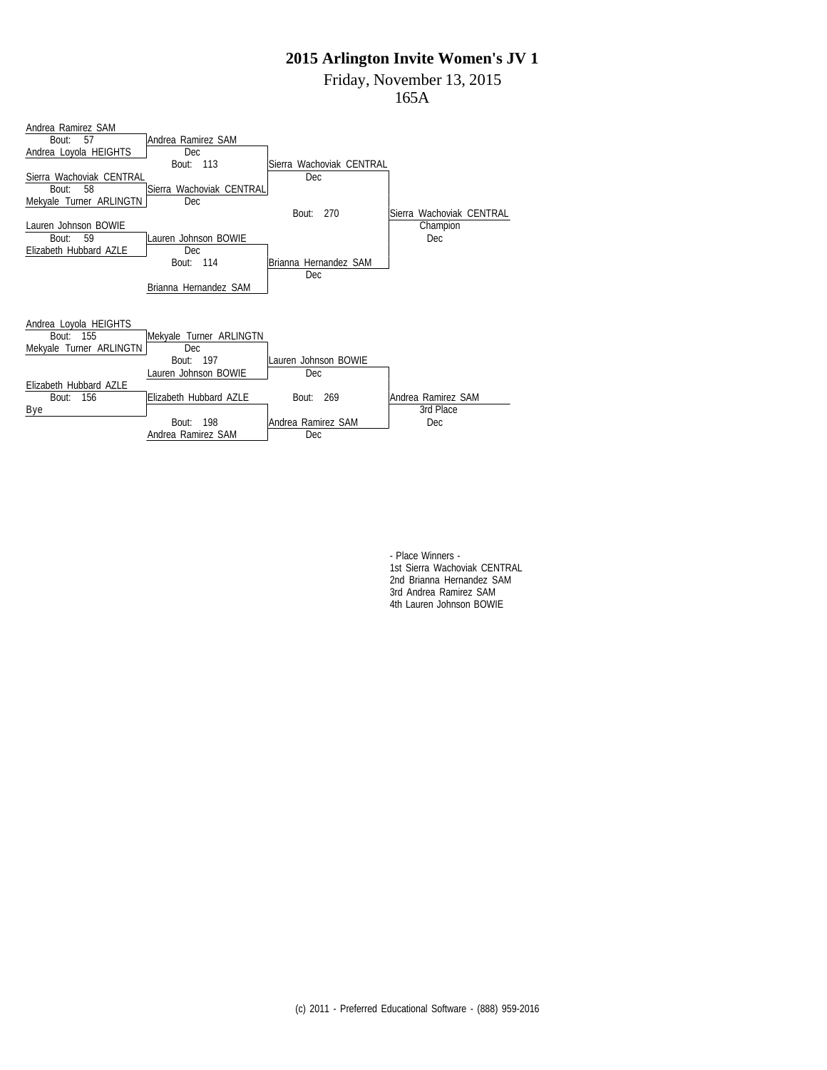# 2015 Arlington Invite Women's JV 1

Friday, November 13, 2015

165A

## Championship Bracket

**Round 1**

- Bout: 57 — Andrea Ramirez SAM vs. Andrea Loyola HEIGHTS
- Bout: 58 — Sierra Wachoviak CENTRAL vs. Mekyale Turner ARLINGTN
- Bout: 59 — Lauren Johnson BOWIE vs. Elizabeth Hubbard AZLE

**Round 2**

- Andrea Ramirez SAM — Dec
- Sierra Wachoviak CENTRAL — Dec
- Bout: 113 — Sierra Wachoviak CENTRAL — Dec
- Lauren Johnson BOWIE — Dec
- Brianna Hernandez SAM
- Bout: 114 — Brianna Hernandez SAM — Dec

**Final**

- Bout: 270 — Sierra Wachoviak CENTRAL — Champion — Dec

## Consolation Bracket

- Bout: 155 — Andrea Loyola HEIGHTS vs. Mekyale Turner ARLINGTN — Mekyale Turner ARLINGTN — Dec
- Bout: 156 — Elizabeth Hubbard AZLE vs. Bye — Elizabeth Hubbard AZLE
- Bout: 197 — Mekyale Turner ARLINGTN vs. Lauren Johnson BOWIE — Lauren Johnson BOWIE — Dec
- Bout: 198 — Elizabeth Hubbard AZLE vs. Andrea Ramirez SAM — Andrea Ramirez SAM — Dec
- Bout: 269 — Lauren Johnson BOWIE vs. Andrea Ramirez SAM — Andrea Ramirez SAM — 3rd Place — Dec

- Place Winners -

1st Sierra Wachoviak CENTRAL

2nd Brianna Hernandez SAM

3rd Andrea Ramirez SAM

4th Lauren Johnson BOWIE

(c) 2011 - Preferred Educational Software - (888) 959-2016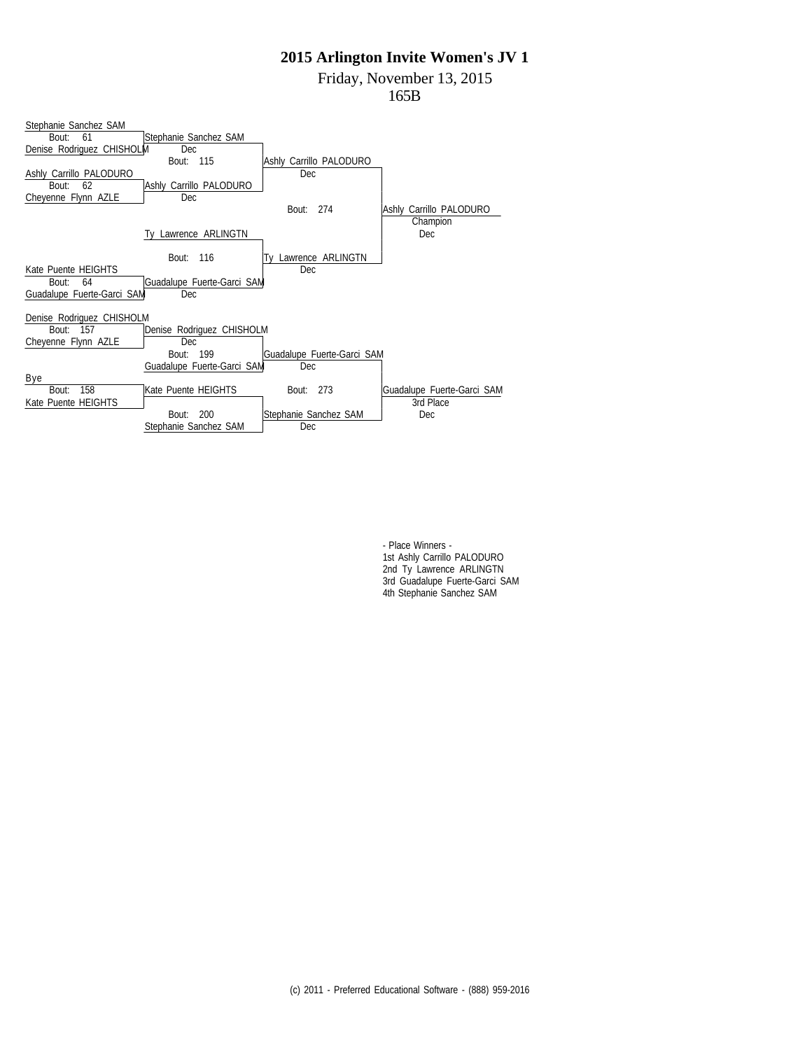# 2015 Arlington Invite Women's JV 1

Friday, November 13, 2015

165B

## Championship Bracket

| Round 1 | Quarterfinals | Semifinals | Final |
| --- | --- | --- | --- |
| Bout: 61 — Stephanie Sanchez SAM vs Denise Rodriguez CHISHOLM | Stephanie Sanchez SAM (Dec) | | |
| Bout: 62 — Ashly Carrillo PALODURO vs Cheyenne Flynn AZLE | Ashly Carrillo PALODURO (Dec) | | |
| | Bout: 115 — Stephanie Sanchez SAM vs Ashly Carrillo PALODURO | Ashly Carrillo PALODURO (Dec) | |
| | Ty Lawrence ARLINGTN | | |
| Bout: 64 — Kate Puente HEIGHTS vs Guadalupe Fuerte-Garci SAM | Guadalupe Fuerte-Garci SAM (Dec) | | |
| | Bout: 116 — Ty Lawrence ARLINGTN vs Guadalupe Fuerte-Garci SAM | Ty Lawrence ARLINGTN (Dec) | |
| | | Bout: 274 — Ashly Carrillo PALODURO vs Ty Lawrence ARLINGTN | Ashly Carrillo PALODURO — Champion (Dec) |

## Consolation Bracket

| Round 1 | Round 2 | Semifinals | Final |
| --- | --- | --- | --- |
| Bout: 157 — Denise Rodriguez CHISHOLM vs Cheyenne Flynn AZLE | Denise Rodriguez CHISHOLM (Dec) | | |
| Bout: 158 — Bye vs Kate Puente HEIGHTS | Kate Puente HEIGHTS | | |
| | Bout: 199 — Denise Rodriguez CHISHOLM vs Guadalupe Fuerte-Garci SAM | Guadalupe Fuerte-Garci SAM (Dec) | |
| | Bout: 200 — Kate Puente HEIGHTS vs Stephanie Sanchez SAM | Stephanie Sanchez SAM (Dec) | |
| | | Bout: 273 — Guadalupe Fuerte-Garci SAM vs Stephanie Sanchez SAM | Guadalupe Fuerte-Garci SAM — 3rd Place (Dec) |

- Place Winners -

1st Ashly Carrillo PALODURO

2nd Ty Lawrence ARLINGTN

3rd Guadalupe Fuerte-Garci SAM

4th Stephanie Sanchez SAM

(c) 2011 - Preferred Educational Software - (888) 959-2016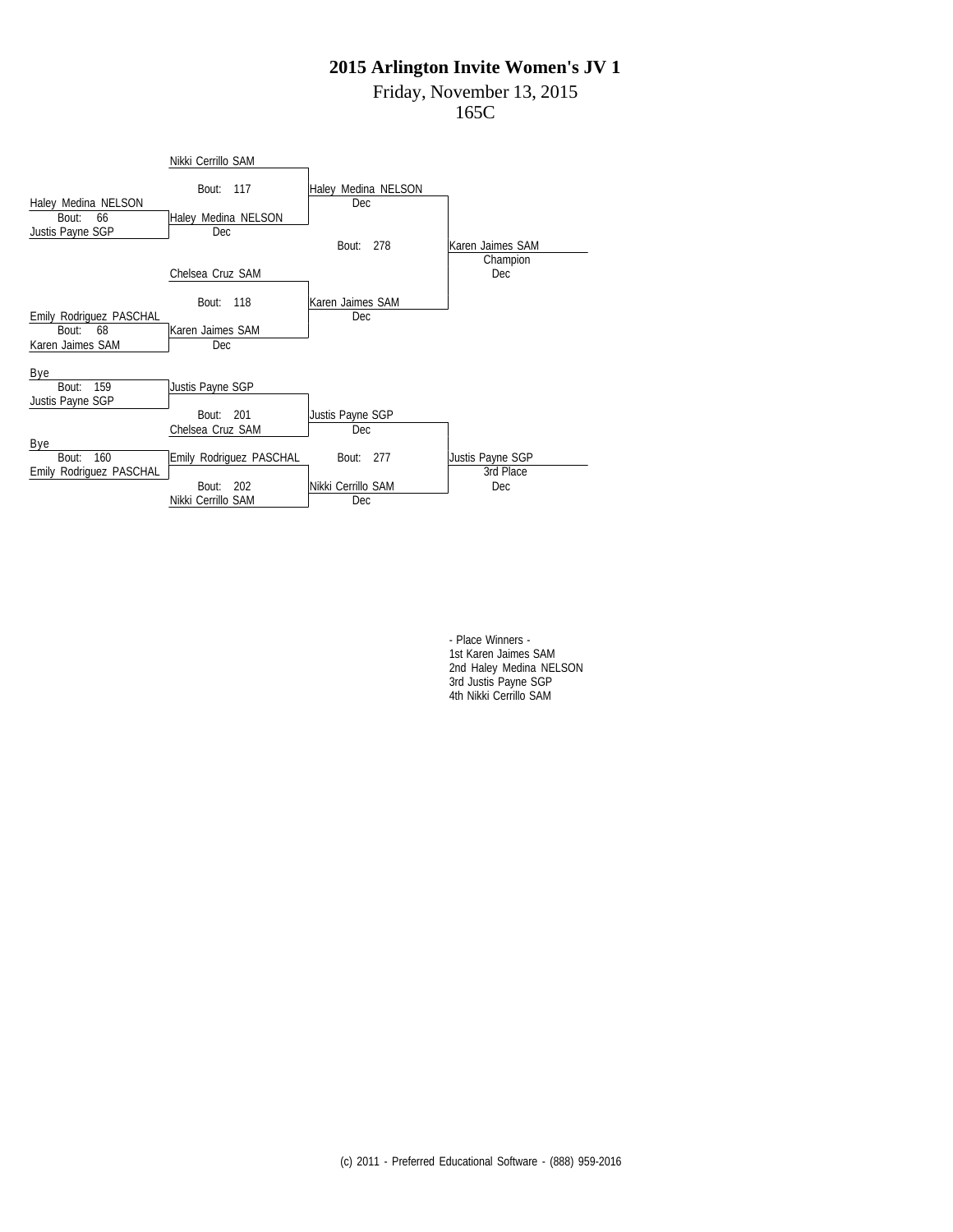# 2015 Arlington Invite Women's JV 1

Friday, November 13, 2015

165C

**Championship Bracket**

- Bout 66: Haley Medina NELSON vs. Justis Payne SGP — Winner: Haley Medina NELSON (Dec)
- Bout 68: Emily Rodriguez PASCHAL vs. Karen Jaimes SAM — Winner: Karen Jaimes SAM (Dec)
- Bout 117: Nikki Cerrillo SAM vs. Haley Medina NELSON — Winner: Haley Medina NELSON (Dec)
- Bout 118: Chelsea Cruz SAM vs. Karen Jaimes SAM — Winner: Karen Jaimes SAM (Dec)
- Bout 278: Haley Medina NELSON vs. Karen Jaimes SAM — Karen Jaimes SAM, Champion (Dec)

**Consolation Bracket**

- Bout 159: Bye vs. Justis Payne SGP — Justis Payne SGP
- Bout 160: Bye vs. Emily Rodriguez PASCHAL — Emily Rodriguez PASCHAL
- Bout 201: Justis Payne SGP vs. Chelsea Cruz SAM — Winner: Justis Payne SGP (Dec)
- Bout 202: Emily Rodriguez PASCHAL vs. Nikki Cerrillo SAM — Winner: Nikki Cerrillo SAM (Dec)
- Bout 277: Justis Payne SGP vs. Nikki Cerrillo SAM — Justis Payne SGP, 3rd Place (Dec)

- Place Winners -

1st Karen Jaimes SAM
2nd Haley Medina NELSON
3rd Justis Payne SGP
4th Nikki Cerrillo SAM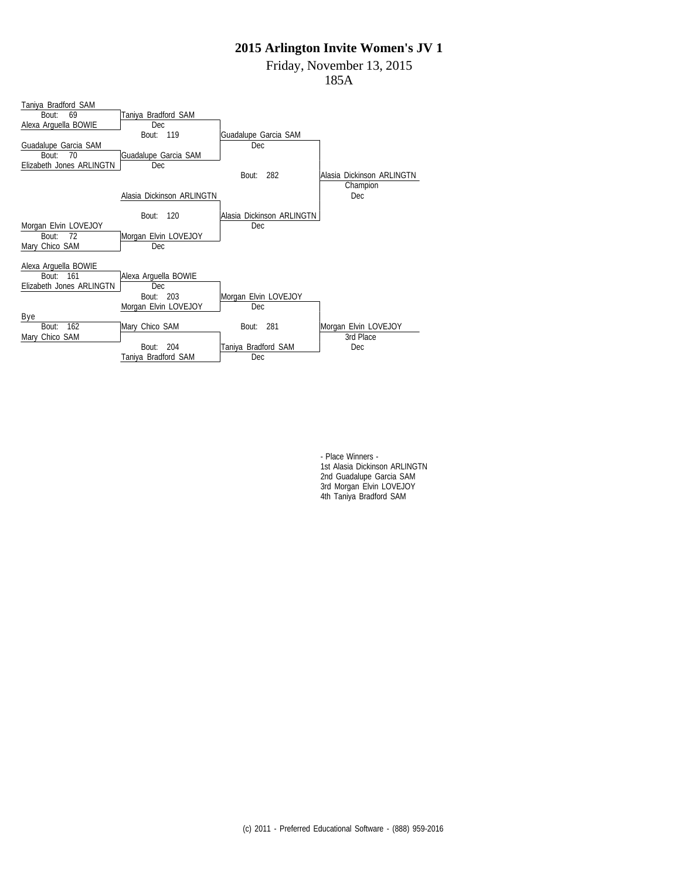# 2015 Arlington Invite Women's JV 1

Friday, November 13, 2015

185A

## Championship Bracket

**Round 1**

- Bout: 69 — Taniya Bradford SAM vs. Alexa Arguella BOWIE → Taniya Bradford SAM (Dec)
- Bout: 70 — Guadalupe Garcia SAM vs. Elizabeth Jones ARLINGTN → Guadalupe Garcia SAM (Dec)
- Alasia Dickinson ARLINGTN
- Bout: 72 — Morgan Elvin LOVEJOY vs. Mary Chico SAM → Morgan Elvin LOVEJOY (Dec)

**Semifinals**

- Bout: 119 — Taniya Bradford SAM vs. Guadalupe Garcia SAM → Guadalupe Garcia SAM (Dec)
- Bout: 120 — Alasia Dickinson ARLINGTN vs. Morgan Elvin LOVEJOY → Alasia Dickinson ARLINGTN (Dec)

**Final**

- Bout: 282 — Guadalupe Garcia SAM vs. Alasia Dickinson ARLINGTN → Alasia Dickinson ARLINGTN, Champion (Dec)

## Consolation Bracket

- Bout: 161 — Alexa Arguella BOWIE vs. Elizabeth Jones ARLINGTN → Alexa Arguella BOWIE (Dec)
- Bout: 162 — Bye vs. Mary Chico SAM → Mary Chico SAM
- Bout: 203 — Alexa Arguella BOWIE vs. Morgan Elvin LOVEJOY → Morgan Elvin LOVEJOY (Dec)
- Bout: 204 — Mary Chico SAM vs. Taniya Bradford SAM → Taniya Bradford SAM (Dec)
- Bout: 281 — Morgan Elvin LOVEJOY vs. Taniya Bradford SAM → Morgan Elvin LOVEJOY, 3rd Place (Dec)

- Place Winners -

1st Alasia Dickinson ARLINGTN
2nd Guadalupe Garcia SAM
3rd Morgan Elvin LOVEJOY
4th Taniya Bradford SAM

(c) 2011 - Preferred Educational Software - (888) 959-2016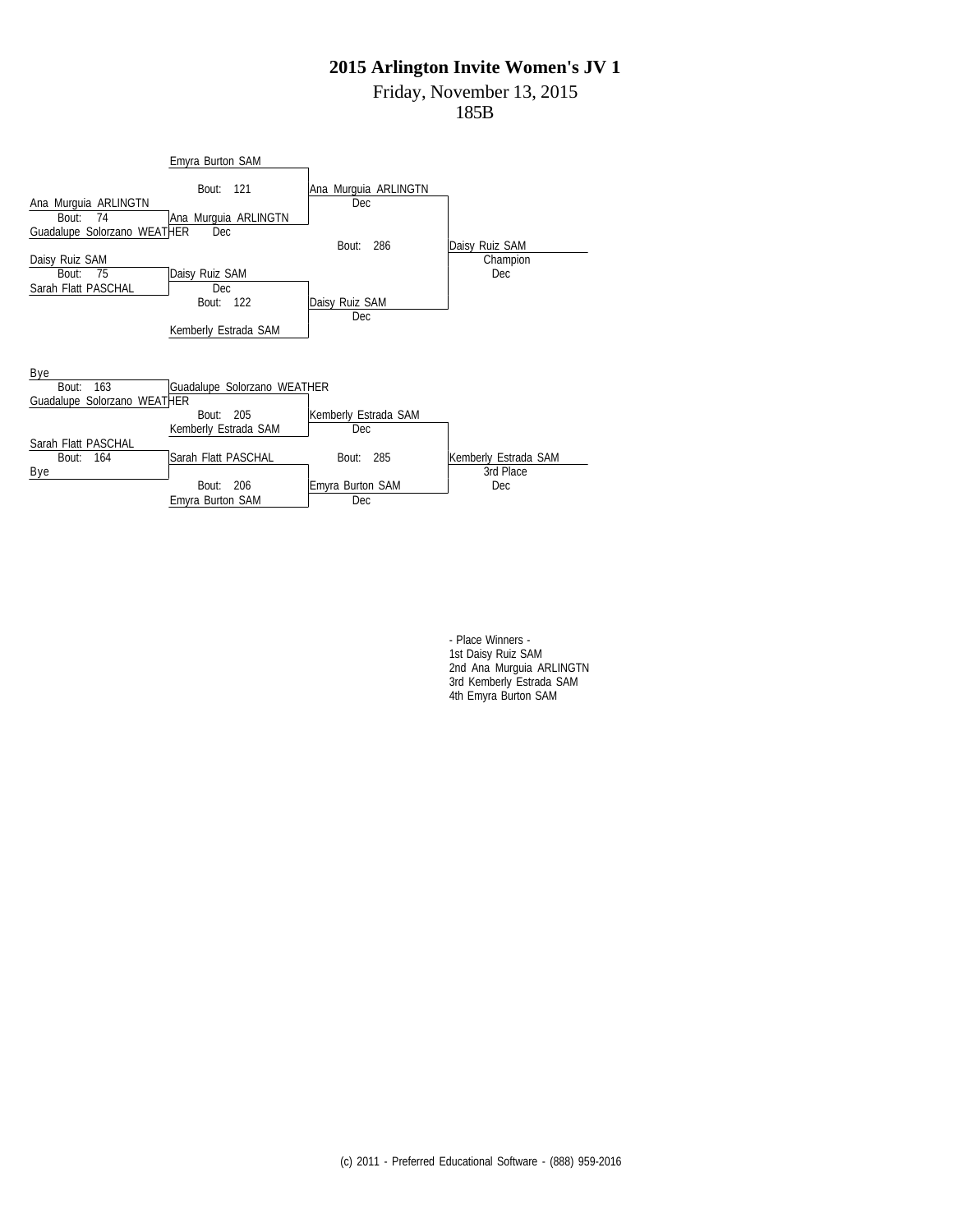# 2015 Arlington Invite Women's JV 1

Friday, November 13, 2015

185B

## Championship Bracket

- Bout 74: Ana Murguia ARLINGTN vs. Guadalupe Solorzano WEATHER — Ana Murguia ARLINGTN, Dec
- Bout 75: Daisy Ruiz SAM vs. Sarah Flatt PASCHAL — Daisy Ruiz SAM, Dec
- Bout 121: Emyra Burton SAM vs. Ana Murguia ARLINGTN — Ana Murguia ARLINGTN, Dec
- Bout 122: Daisy Ruiz SAM vs. Kemberly Estrada SAM — Daisy Ruiz SAM, Dec
- Bout 286: Ana Murguia ARLINGTN vs. Daisy Ruiz SAM — Daisy Ruiz SAM, Champion, Dec

## Consolation Bracket

- Bout 163: Bye vs. Guadalupe Solorzano WEATHER — Guadalupe Solorzano WEATHER
- Bout 164: Sarah Flatt PASCHAL vs. Bye — Sarah Flatt PASCHAL
- Bout 205: Guadalupe Solorzano WEATHER vs. Kemberly Estrada SAM — Kemberly Estrada SAM, Dec
- Bout 206: Sarah Flatt PASCHAL vs. Emyra Burton SAM — Emyra Burton SAM, Dec
- Bout 285: Kemberly Estrada SAM vs. Emyra Burton SAM — Kemberly Estrada SAM, 3rd Place, Dec

- Place Winners -

1st Daisy Ruiz SAM
2nd Ana Murguia ARLINGTN
3rd Kemberly Estrada SAM
4th Emyra Burton SAM

(c) 2011 - Preferred Educational Software - (888) 959-2016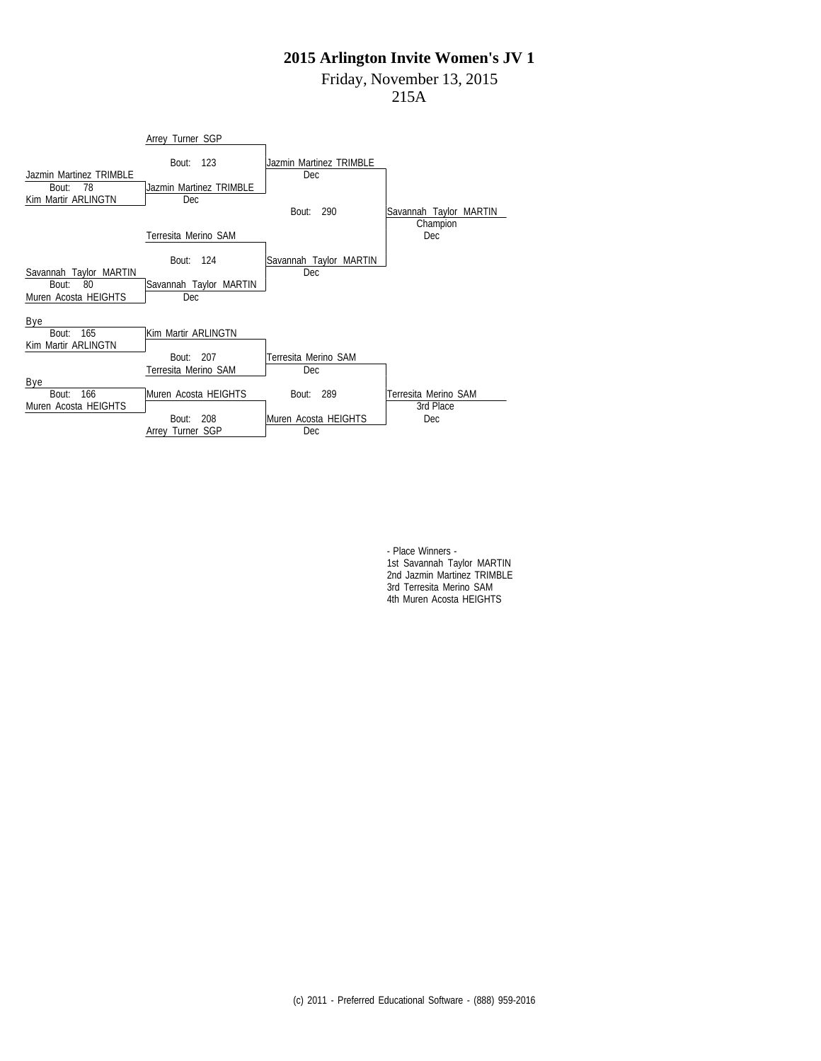# 2015 Arlington Invite Women's JV 1

Friday, November 13, 2015

215A

**Championship Bracket**

- Bout: 78 — Jazmin Martinez TRIMBLE vs Kim Martir ARLINGTN — Winner: Jazmin Martinez TRIMBLE
- Bout: 80 — Savannah Taylor MARTIN vs Muren Acosta HEIGHTS — Winner: Savannah Taylor MARTIN
- Bout: 123 — Arrey Turner SGP vs Jazmin Martinez TRIMBLE (Dec) — Winner: Jazmin Martinez TRIMBLE
- Bout: 124 — Terresita Merino SAM vs Savannah Taylor MARTIN (Dec) — Winner: Savannah Taylor MARTIN
- Bout: 290 — Jazmin Martinez TRIMBLE (Dec) vs Savannah Taylor MARTIN (Dec) — Winner: Savannah Taylor MARTIN, Champion, Dec

**Consolation Bracket**

- Bout: 165 — Bye vs Kim Martir ARLINGTN — Winner: Kim Martir ARLINGTN
- Bout: 166 — Bye vs Muren Acosta HEIGHTS — Winner: Muren Acosta HEIGHTS
- Bout: 207 — Kim Martir ARLINGTN vs Terresita Merino SAM — Winner: Terresita Merino SAM
- Bout: 208 — Muren Acosta HEIGHTS vs Arrey Turner SGP — Winner: Muren Acosta HEIGHTS
- Bout: 289 — Terresita Merino SAM (Dec) vs Muren Acosta HEIGHTS (Dec) — Winner: Terresita Merino SAM, 3rd Place, Dec

- Place Winners -

1st Savannah Taylor MARTIN
2nd Jazmin Martinez TRIMBLE
3rd Terresita Merino SAM
4th Muren Acosta HEIGHTS

(c) 2011 - Preferred Educational Software - (888) 959-2016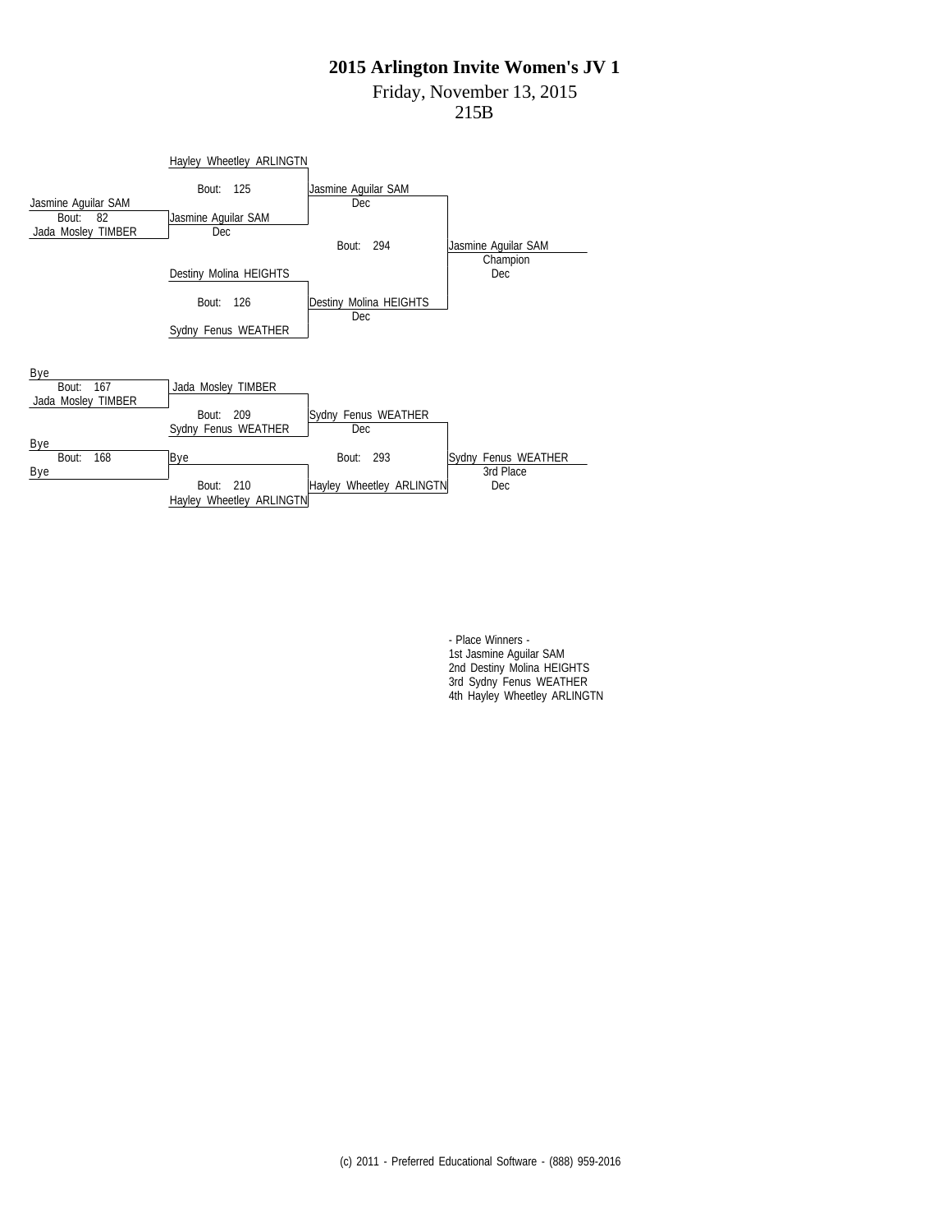# 2015 Arlington Invite Women's JV 1

Friday, November 13, 2015

215B

Hayley Wheetley ARLINGTN

Bout: 125

Jasmine Aguilar SAM
Dec

Jasmine Aguilar SAM
Bout: 82
Jada Mosley TIMBER

Jasmine Aguilar SAM
Dec

Bout: 294

Jasmine Aguilar SAM
Champion
Dec

Destiny Molina HEIGHTS

Bout: 126

Destiny Molina HEIGHTS
Dec

Sydny Fenus WEATHER

Bye
Bout: 167
Jada Mosley TIMBER

Jada Mosley TIMBER

Bout: 209

Sydny Fenus WEATHER
Dec

Sydny Fenus WEATHER

Bye
Bout: 168
Bye

Bye

Bout: 293

Sydny Fenus WEATHER
3rd Place
Dec

Bout: 210

Hayley Wheetley ARLINGTN

Hayley Wheetley ARLINGTN

- Place Winners -
1st Jasmine Aguilar SAM
2nd Destiny Molina HEIGHTS
3rd Sydny Fenus WEATHER
4th Hayley Wheetley ARLINGTN

(c) 2011 - Preferred Educational Software - (888) 959-2016